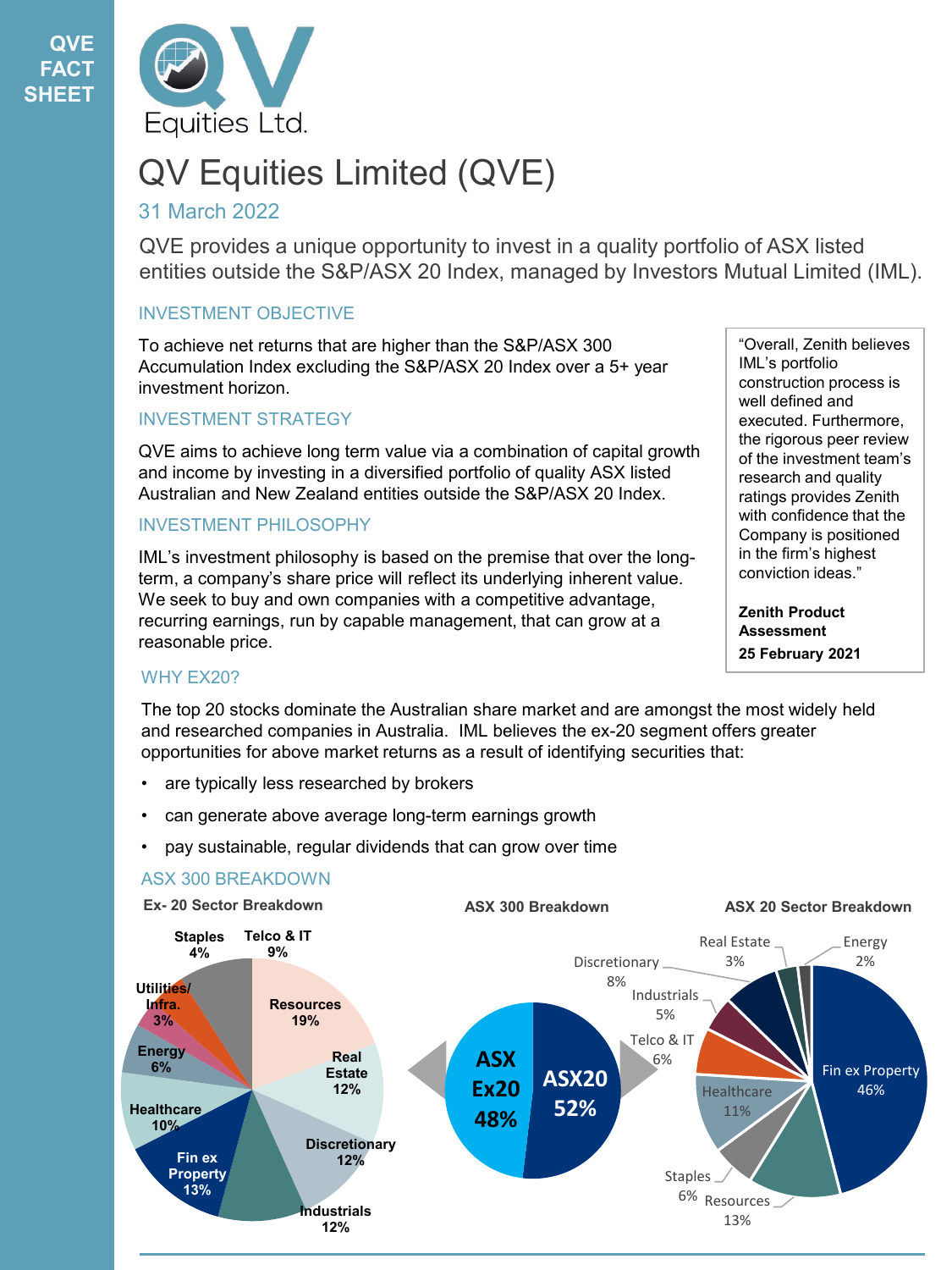QVE FACT SHEET

# QV Equities Limited (QVE)

## 31 March 2022

QVE provides a unique opportunity to invest in a quality portfolio of ASX listed entities outside the S&P/ASX 20 Index, managed by Investors Mutual Limited (IML).

### INVESTMENT OBJECTIVE

To achieve net returns that are higher than the S&P/ASX 300 Accumulation Index excluding the S&P/ASX 20 Index over a 5+ year investment horizon.

### INVESTMENT STRATEGY

QVE aims to achieve long term value via a combination of capital growth and income by investing in a diversified portfolio of quality ASX listed Australian and New Zealand entities outside the S&P/ASX 20 Index.

### INVESTMENT PHILOSOPHY

IML's investment philosophy is based on the premise that over the long-term, a company's share price will reflect its underlying inherent value. We seek to buy and own companies with a competitive advantage, recurring earnings, run by capable management, that can grow at a reasonable price.

> "Overall, Zenith believes IML's portfolio construction process is well defined and executed. Furthermore, the rigorous peer review of the investment team's research and quality ratings provides Zenith with confidence that the Company is positioned in the firm's highest conviction ideas."
>
> **Zenith Product Assessment**
>
> **25 February 2021**

### WHY EX20?

The top 20 stocks dominate the Australian share market and are amongst the most widely held and researched companies in Australia. IML believes the ex-20 segment offers greater opportunities for above market returns as a result of identifying securities that:

- are typically less researched by brokers
- can generate above average long-term earnings growth
- pay sustainable, regular dividends that can grow over time

### ASX 300 BREAKDOWN

**Ex- 20 Sector Breakdown**

| Sector | % |
|---|---|
| Resources | 19% |
| Real Estate | 12% |
| Discretionary | 12% |
| Industrials | 12% |
| Fin ex Property | 13% |
| Healthcare | 10% |
| Energy | 6% |
| Utilities/ Infra. | 3% |
| Staples | 4% |
| Telco & IT | 9% |

**ASX 300 Breakdown**

| Segment | % |
|---|---|
| ASX Ex20 | 48% |
| ASX20 | 52% |

**ASX 20 Sector Breakdown**

| Sector | % |
|---|---|
| Fin ex Property | 46% |
| Resources | 13% |
| Staples | 6% |
| Healthcare | 11% |
| Telco & IT | 6% |
| Industrials | 5% |
| Discretionary | 8% |
| Real Estate | 3% |
| Energy | 2% |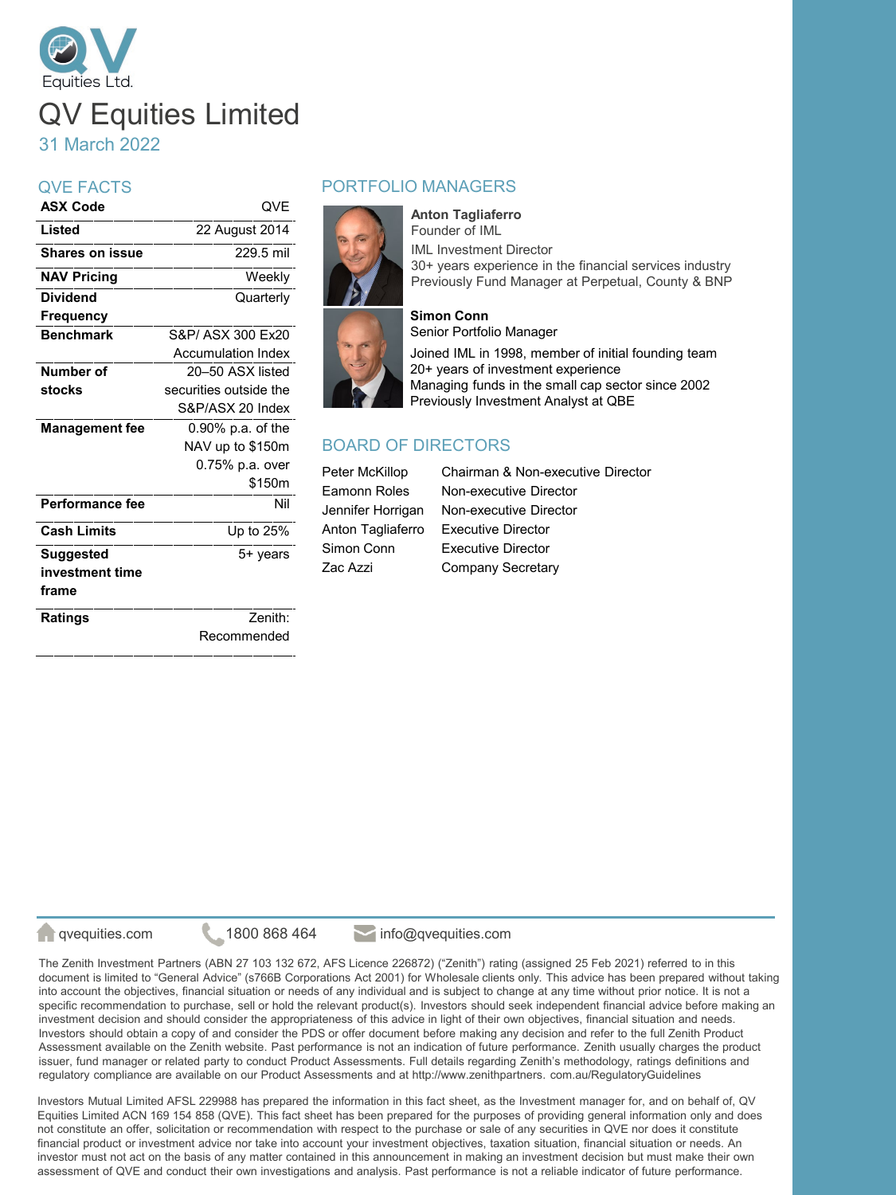QV Equities Ltd.

# QV Equities Limited

31 March 2022

## QVE FACTS

| | |
|---|---|
| **ASX Code** | QVE |
| **Listed** | 22 August 2014 |
| **Shares on issue** | 229.5 mil |
| **NAV Pricing** | Weekly |
| **Dividend Frequency** | Quarterly |
| **Benchmark** | S&P/ ASX 300 Ex20 Accumulation Index |
| **Number of stocks** | 20–50 ASX listed securities outside the S&P/ASX 20 Index |
| **Management fee** | 0.90% p.a. of the NAV up to $150m 0.75% p.a. over $150m |
| **Performance fee** | Nil |
| **Cash Limits** | Up to 25% |
| **Suggested investment time frame** | 5+ years |
| **Ratings** | Zenith: Recommended |

## PORTFOLIO MANAGERS

**Anton Tagliaferro**
Founder of IML
IML Investment Director
30+ years experience in the financial services industry
Previously Fund Manager at Perpetual, County & BNP

**Simon Conn**
Senior Portfolio Manager
Joined IML in 1998, member of initial founding team
20+ years of investment experience
Managing funds in the small cap sector since 2002
Previously Investment Analyst at QBE

## BOARD OF DIRECTORS

| | |
|---|---|
| Peter McKillop | Chairman & Non-executive Director |
| Eamonn Roles | Non-executive Director |
| Jennifer Horrigan | Non-executive Director |
| Anton Tagliaferro | Executive Director |
| Simon Conn | Executive Director |
| Zac Azzi | Company Secretary |

qvequities.com    1800 868 464    info@qvequities.com

The Zenith Investment Partners (ABN 27 103 132 672, AFS Licence 226872) ("Zenith") rating (assigned 25 Feb 2021) referred to in this document is limited to "General Advice" (s766B Corporations Act 2001) for Wholesale clients only. This advice has been prepared without taking into account the objectives, financial situation or needs of any individual and is subject to change at any time without prior notice. It is not a specific recommendation to purchase, sell or hold the relevant product(s). Investors should seek independent financial advice before making an investment decision and should consider the appropriateness of this advice in light of their own objectives, financial situation and needs. Investors should obtain a copy of and consider the PDS or offer document before making any decision and refer to the full Zenith Product Assessment available on the Zenith website. Past performance is not an indication of future performance. Zenith usually charges the product issuer, fund manager or related party to conduct Product Assessments. Full details regarding Zenith's methodology, ratings definitions and regulatory compliance are available on our Product Assessments and at http://www.zenithpartners. com.au/RegulatoryGuidelines

Investors Mutual Limited AFSL 229988 has prepared the information in this fact sheet, as the Investment manager for, and on behalf of, QV Equities Limited ACN 169 154 858 (QVE). This fact sheet has been prepared for the purposes of providing general information only and does not constitute an offer, solicitation or recommendation with respect to the purchase or sale of any securities in QVE nor does it constitute financial product or investment advice nor take into account your investment objectives, taxation situation, financial situation or needs. An investor must not act on the basis of any matter contained in this announcement in making an investment decision but must make their own assessment of QVE and conduct their own investigations and analysis. Past performance is not a reliable indicator of future performance.